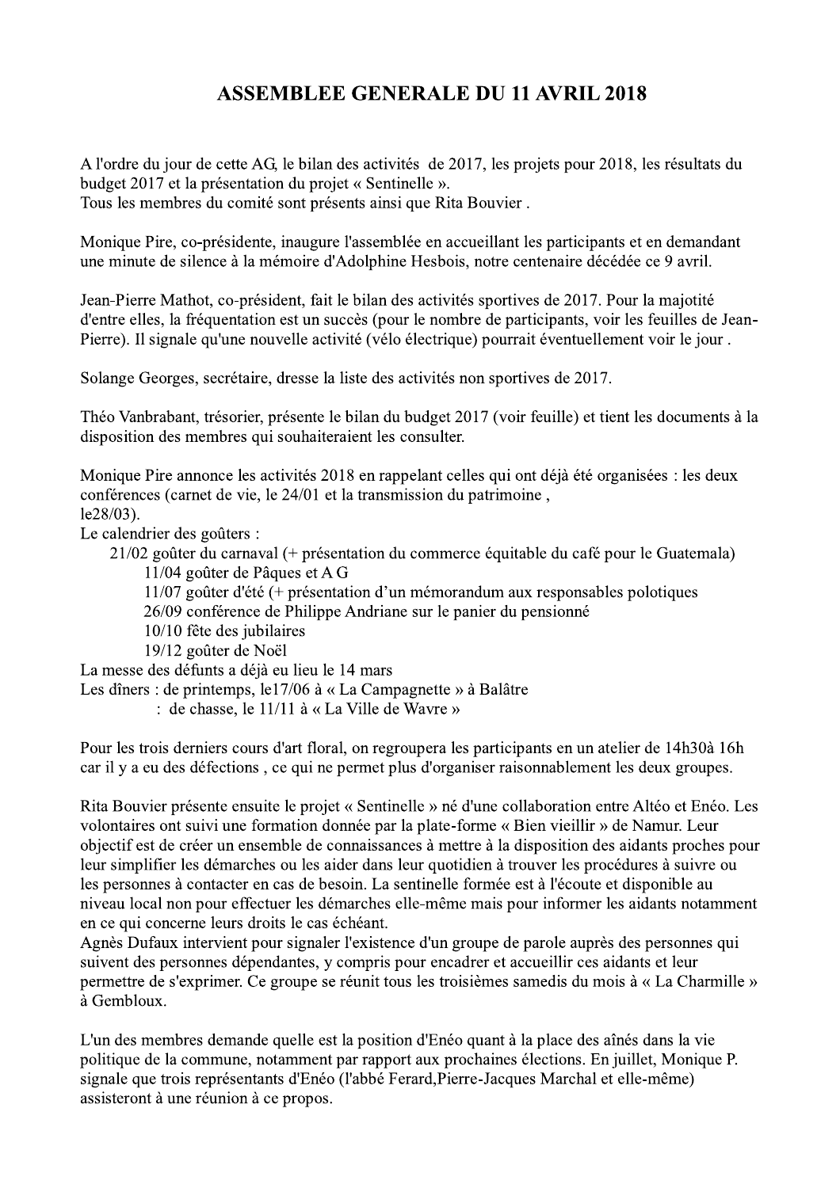# ASSEMBLEE GENERALE DU 11 AVRIL 2018

A l'ordre du jour de cette AG, le bilan des activités de 2017, les projets pour 2018, les résultats du budget 2017 et la présentation du projet « Sentinelle ».
Tous les membres du comité sont présents ainsi que Rita Bouvier .

Monique Pire, co-présidente, inaugure l'assemblée en accueillant les participants et en demandant une minute de silence à la mémoire d'Adolphine Hesbois, notre centenaire décédée ce 9 avril.

Jean-Pierre Mathot, co-président, fait le bilan des activités sportives de 2017. Pour la majotité d'entre elles, la fréquentation est un succès (pour le nombre de participants, voir les feuilles de Jean-Pierre). Il signale qu'une nouvelle activité (vélo électrique) pourrait éventuellement voir le jour .

Solange Georges, secrétaire, dresse la liste des activités non sportives de 2017.

Théo Vanbrabant, trésorier, présente le bilan du budget 2017 (voir feuille) et tient les documents à la disposition des membres qui souhaiteraient les consulter.

Monique Pire annonce les activités 2018 en rappelant celles qui ont déjà été organisées : les deux conférences (carnet de vie, le 24/01 et la transmission du patrimoine ,
le28/03).
Le calendrier des goûters :

- 21/02 goûter du carnaval (+ présentation du commerce équitable du café pour le Guatemala)
- 11/04 goûter de Pâques et A G
- 11/07 goûter d'été (+ présentation d'un mémorandum aux responsables polotiques
- 26/09 conférence de Philippe Andriane sur le panier du pensionné
- 10/10 fête des jubilaires
- 19/12 goûter de Noël

La messe des défunts a déjà eu lieu le 14 mars
Les dîners : de printemps, le17/06 à « La Campagnette » à Balâtre
: de chasse, le 11/11 à « La Ville de Wavre »

Pour les trois derniers cours d'art floral, on regroupera les participants en un atelier de 14h30à 16h car il y a eu des défections , ce qui ne permet plus d'organiser raisonnablement les deux groupes.

Rita Bouvier présente ensuite le projet « Sentinelle » né d'une collaboration entre Altéo et Enéo. Les volontaires ont suivi une formation donnée par la plate-forme « Bien vieillir » de Namur. Leur objectif est de créer un ensemble de connaissances à mettre à la disposition des aidants proches pour leur simplifier les démarches ou les aider dans leur quotidien à trouver les procédures à suivre ou les personnes à contacter en cas de besoin. La sentinelle formée est à l'écoute et disponible au niveau local non pour effectuer les démarches elle-même mais pour informer les aidants notamment en ce qui concerne leurs droits le cas échéant.
Agnès Dufaux intervient pour signaler l'existence d'un groupe de parole auprès des personnes qui suivent des personnes dépendantes, y compris pour encadrer et accueillir ces aidants et leur permettre de s'exprimer. Ce groupe se réunit tous les troisièmes samedis du mois à « La Charmille » à Gembloux.

L'un des membres demande quelle est la position d'Enéo quant à la place des aînés dans la vie politique de la commune, notamment par rapport aux prochaines élections. En juillet, Monique P. signale que trois représentants d'Enéo (l'abbé Ferard,Pierre-Jacques Marchal et elle-même) assisteront à une réunion à ce propos.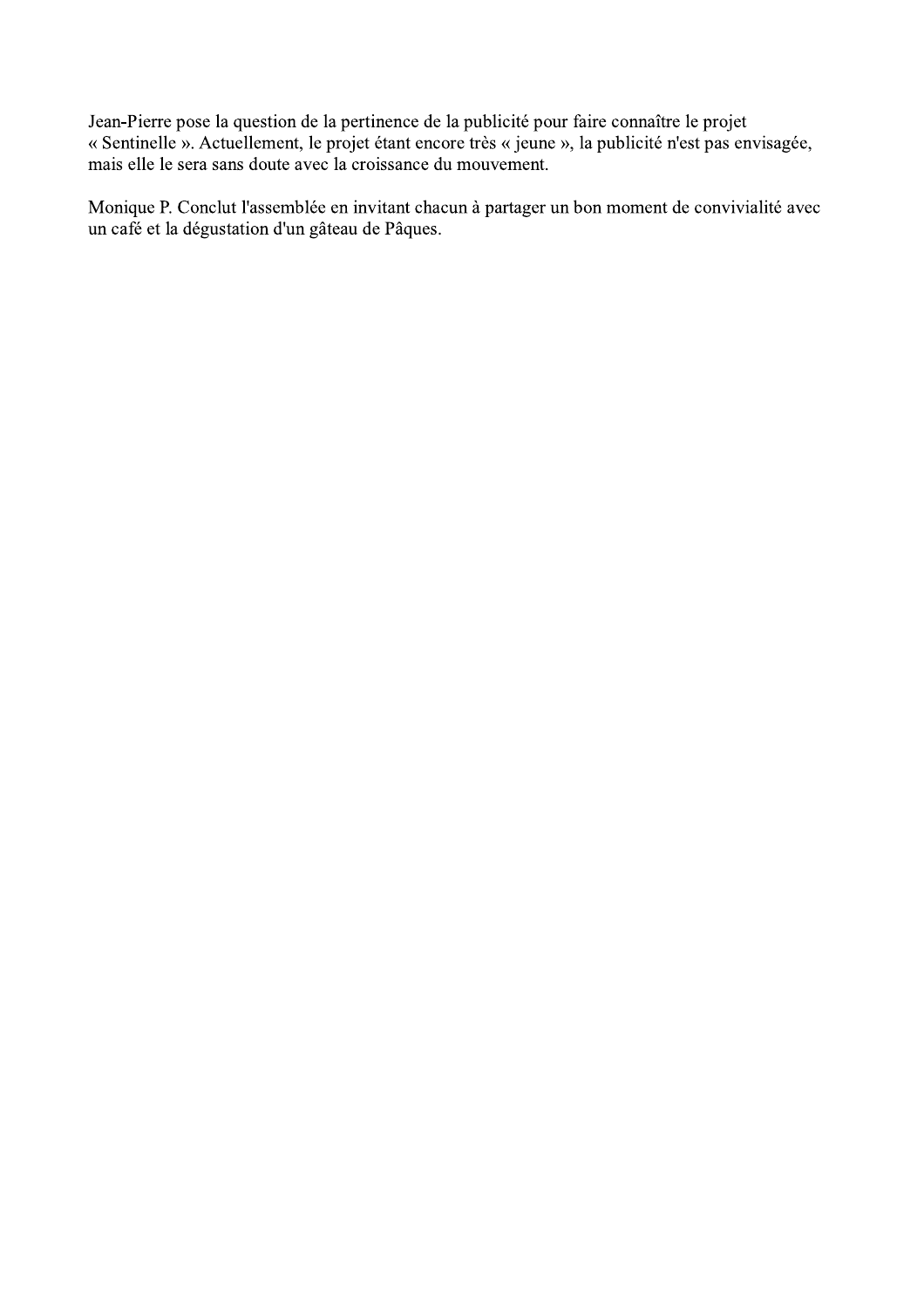Jean-Pierre pose la question de la pertinence de la publicité pour faire connaître le projet « Sentinelle ». Actuellement, le projet étant encore très « jeune », la publicité n'est pas envisagée, mais elle le sera sans doute avec la croissance du mouvement.

Monique P. Conclut l'assemblée en invitant chacun à partager un bon moment de convivialité avec un café et la dégustation d'un gâteau de Pâques.